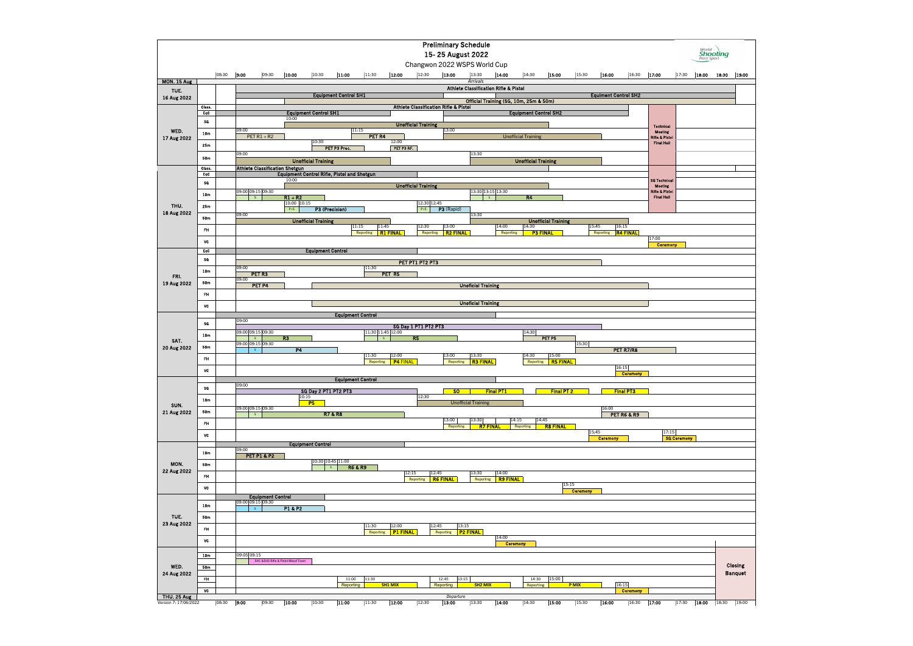# Preliminary Schedule

## 15- 25 August 2022

Changwon 2022 WSPS World Cup

| Day | Class. | Schedule |
|---|---|---|
| MON. 15 Aug | | *Arrivals* |
| TUE. 16 Aug 2022 | | Athlete Classification Rifle & Pistol; Equipment Control SH1; Equiment Control SH2; Official Training (SG, 10m, 25m & 50m) |
| WED. 17 Aug 2022 | Class. | Athlete Classification Rifle & Pistol |
| | EoC | Equipment Control SH1 (10:00); Equipment Control SH2 |
| | SG | Unofficial Training |
| | 10m | 09:00 PET R1 + R2; 11:15 PET R4; 13:00 Unofficial Training |
| | 25m | 10:30 PET P3 Prec.; 12:00 PET P3 RF. |
| | 50m | 09:00 Unofficial Training; 13:30 Unofficial Training |
| | | Technical Meeting Rifle & Pistol Final Hall |
| THU. 18 Aug 2022 | Class. | Athlete Classification Shotgun |
| | EoC | Equipment Control Rifle, Pistol and Shotgun (10:00) |
| | SG | Unofficial Training |
| | 10m | 09:00 09:15 09:30 S; R1 + R2; 13:30 13:15 13:30 S; R4 |
| | 25m | 10:00 10:15 P-S; P3 (Precision); 12:30 12:45 P-S; P3 (Rapid) |
| | 50m | 09:00 Unofficial Training; 13:30 Unofficial Training |
| | FH | 11:15 Reporting; 11:45 R1 FINAL; 12:30 Reporting; 13:00 R2 FINAL; 14:00 Reporting; 14:30 P3 FINAL; 15:45 Reporting; 16:15 R4 FINAL |
| | VC | 17:00 Ceremony |
| | | SG Technical Meeting Rifle & Pistol Final Hall |
| FRI. 19 Aug 2022 | EoC | Equipment Control |
| | SG | PET PT1 PT2 PT3 |
| | 10m | 09:00 PET R3; 11:30 PET R5 |
| | 50m | 09:00 PET P4; Unoficial Training |
| | FH | |
| | VC | Unoficial Training |
| SAT. 20 Aug 2022 | | Equipment Control |
| | SG | 09:00 SG Day 1 PT1 PT2 PT3 |
| | 10m | 09:00 09:15 09:30 S; R3; 11:30 11:45 12:00 S; R5; 14:30 PET P5 |
| | 50m | 09:00 09:15 09:30 S; P4; 15:30 PET R7/R8 |
| | FH | 11:30 Reporting; 12:00 P4 FINAL; 13:00 Reporting; 13:30 R3 FINAL; 14:30 Reporting; 15:00 R5 FINAL |
| | VC | 16:15 Ceremony |
| SUN. 21 Aug 2022 | | Equipment Control |
| | SG | 09:00 SG Day 2 PT1 PT2 PT3; SO; Final PT1; Final PT 2; Final PT3 |
| | 10m | 10:15 P5; 12:30 Unofficial Training |
| | 50m | 09:00 09:15 09:30 S; R7 & R8; 16:00 PET R6 & R9 |
| | FH | 13:00 Reporting; 13:30 R7 FINAL; 14:15 Reporting; 14:45 R8 FINAL |
| | VC | 15:45 Ceremony; 17:15 SG Ceremony |
| MON. 22 Aug 2022 | | Equipment Control |
| | 10m | 09:00 PET P1 & P2 |
| | 50m | 10:30 10:45 11:00 S; R6 & R9 |
| | FH | 12:15 Reporting; 12:45 R6 FINAL; 13:30 Reporting; 14:00 R9 FINAL |
| | VC | 15:15 Ceremony |
| TUE. 23 Aug 2022 | | Equipment Control |
| | 10m | 09:00 09:15 09:30 S; P1 & P2 |
| | 50m | |
| | FH | 11:30 Reporting; 12:00 P1 FINAL; 12:45 Reporting; 13:15 P2 FINAL |
| | VC | 14:00 Ceremony |
| WED. 24 Aug 2022 | 10m | 09:05 09:15 SH1 &SH2 Rifle & Pistol Mixed Team |
| | 50m | |
| | FH | 11:00 Reporting; 11:30 SH1 MIX; 12:45 Reporting; 13:15 SH2 MIX; 14:30 Reporting; 15:00 P MIX |
| | VC | 16:15 Ceremony |
| | | Closing Banquet |
| THU. 25 Aug | | *Departure* |

Version 7: 17/06/2022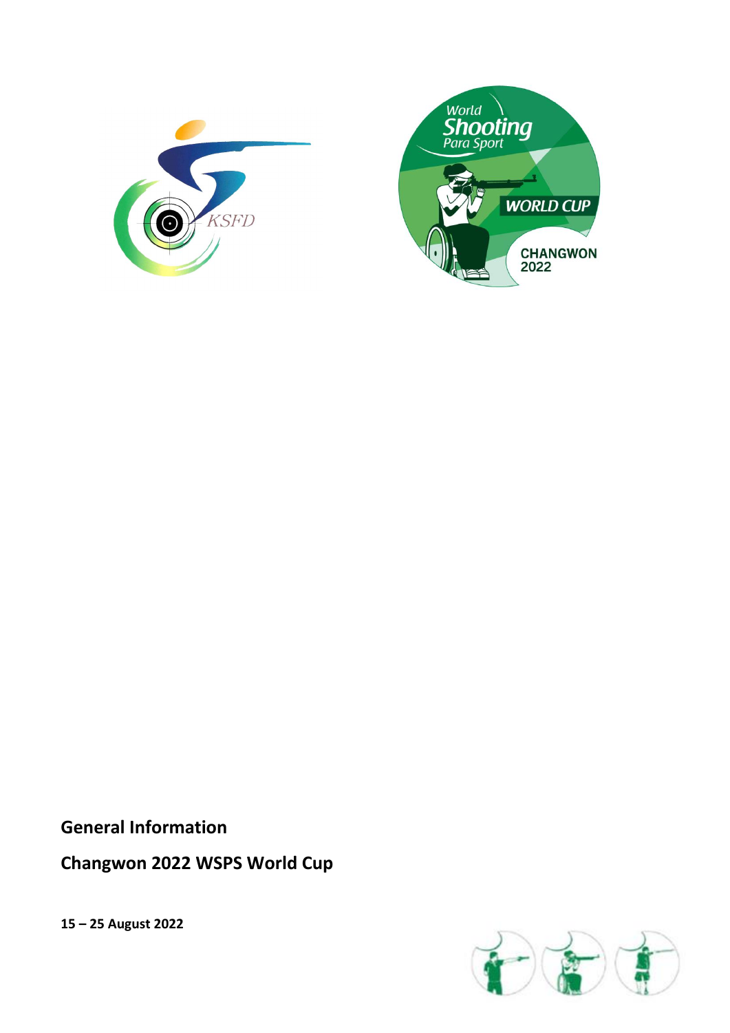**General Information**

**Changwon 2022 WSPS World Cup**

**15 – 25 August 2022**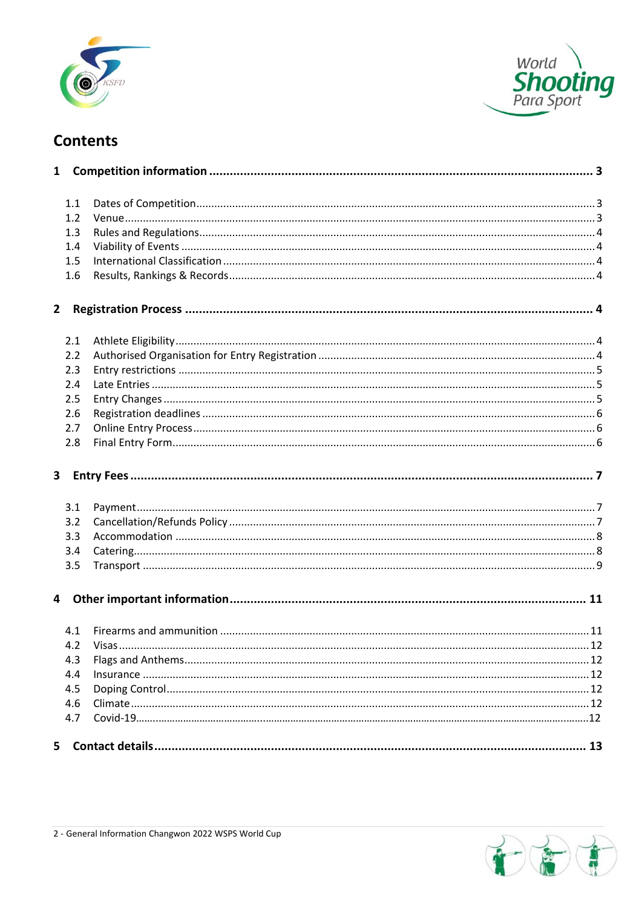# Contents

**1 Competition information .................................................................................................... 3**

1.1 Dates of Competition .................................................................................................... 3
1.2 Venue .................................................................................................... 3
1.3 Rules and Regulations .................................................................................................... 4
1.4 Viability of Events .................................................................................................... 4
1.5 International Classification .................................................................................................... 4
1.6 Results, Rankings & Records .................................................................................................... 4

**2 Registration Process .................................................................................................... 4**

2.1 Athlete Eligibility .................................................................................................... 4
2.2 Authorised Organisation for Entry Registration .................................................................................................... 4
2.3 Entry restrictions .................................................................................................... 5
2.4 Late Entries .................................................................................................... 5
2.5 Entry Changes .................................................................................................... 5
2.6 Registration deadlines .................................................................................................... 6
2.7 Online Entry Process .................................................................................................... 6
2.8 Final Entry Form .................................................................................................... 6

**3 Entry Fees .................................................................................................... 7**

3.1 Payment .................................................................................................... 7
3.2 Cancellation/Refunds Policy .................................................................................................... 7
3.3 Accommodation .................................................................................................... 8
3.4 Catering .................................................................................................... 8
3.5 Transport .................................................................................................... 9

**4 Other important information .................................................................................................... 11**

4.1 Firearms and ammunition .................................................................................................... 11
4.2 Visas .................................................................................................... 12
4.3 Flags and Anthems .................................................................................................... 12
4.4 Insurance .................................................................................................... 12
4.5 Doping Control .................................................................................................... 12
4.6 Climate .................................................................................................... 12
4.7 Covid-19 .................................................................................................... 12

**5 Contact details .................................................................................................... 13**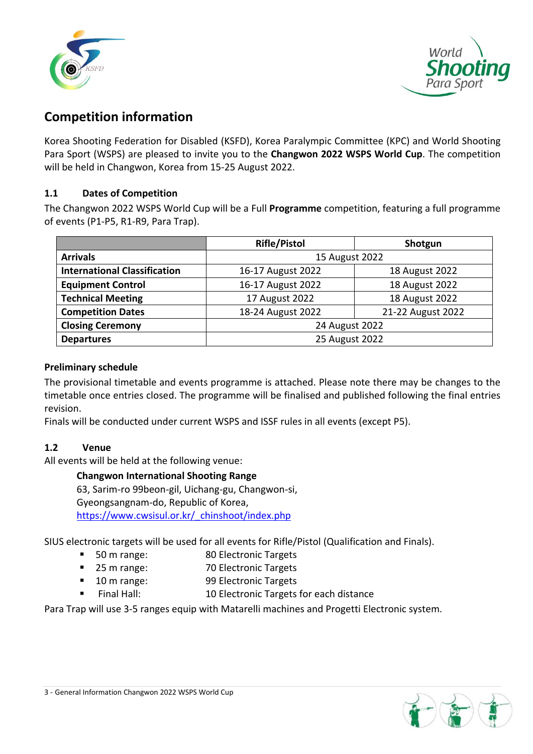## Competition information

Korea Shooting Federation for Disabled (KSFD), Korea Paralympic Committee (KPC) and World Shooting Para Sport (WSPS) are pleased to invite you to the **Changwon 2022 WSPS World Cup**. The competition will be held in Changwon, Korea from 15-25 August 2022.

### 1.1 Dates of Competition

The Changwon 2022 WSPS World Cup will be a Full **Programme** competition, featuring a full programme of events (P1-P5, R1-R9, Para Trap).

| | Rifle/Pistol | Shotgun |
|---|---|---|
| **Arrivals** | 15 August 2022 | |
| **International Classification** | 16-17 August 2022 | 18 August 2022 |
| **Equipment Control** | 16-17 August 2022 | 18 August 2022 |
| **Technical Meeting** | 17 August 2022 | 18 August 2022 |
| **Competition Dates** | 18-24 August 2022 | 21-22 August 2022 |
| **Closing Ceremony** | 24 August 2022 | |
| **Departures** | 25 August 2022 | |

#### Preliminary schedule

The provisional timetable and events programme is attached. Please note there may be changes to the timetable once entries closed. The programme will be finalised and published following the final entries revision.

Finals will be conducted under current WSPS and ISSF rules in all events (except P5).

### 1.2 Venue

All events will be held at the following venue:

**Changwon International Shooting Range**
63, Sarim-ro 99beon-gil, Uichang-gu, Changwon-si,
Gyeongsangnam-do, Republic of Korea,
https://www.cwsisul.or.kr/_chinshoot/index.php

SIUS electronic targets will be used for all events for Rifle/Pistol (Qualification and Finals).

- 50 m range: 80 Electronic Targets
- 25 m range: 70 Electronic Targets
- 10 m range: 99 Electronic Targets
- Final Hall: 10 Electronic Targets for each distance

Para Trap will use 3-5 ranges equip with Matarelli machines and Progetti Electronic system.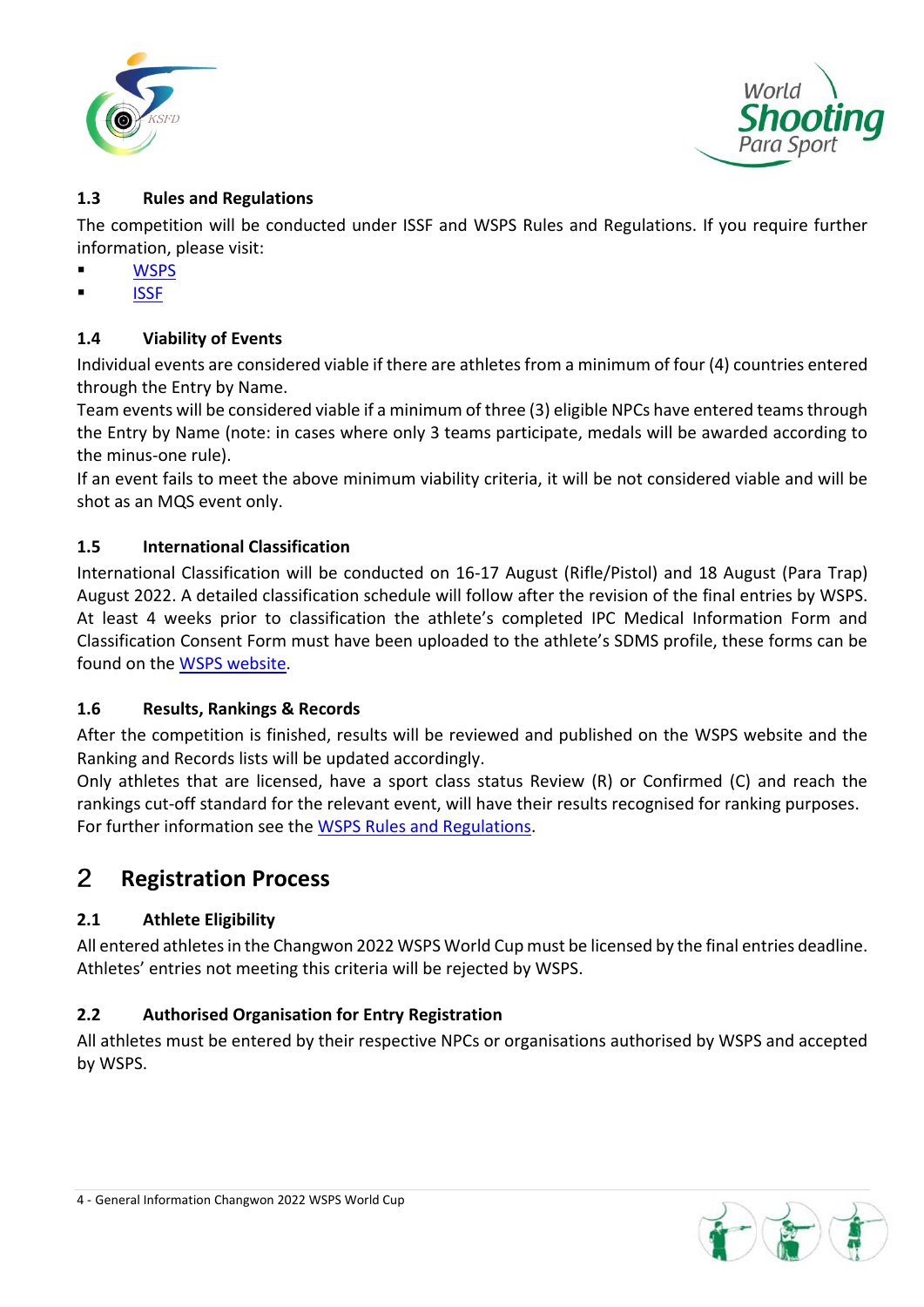### 1.3 Rules and Regulations

The competition will be conducted under ISSF and WSPS Rules and Regulations. If you require further information, please visit:

- WSPS
- ISSF

### 1.4 Viability of Events

Individual events are considered viable if there are athletes from a minimum of four (4) countries entered through the Entry by Name.

Team events will be considered viable if a minimum of three (3) eligible NPCs have entered teams through the Entry by Name (note: in cases where only 3 teams participate, medals will be awarded according to the minus-one rule).

If an event fails to meet the above minimum viability criteria, it will be not considered viable and will be shot as an MQS event only.

### 1.5 International Classification

International Classification will be conducted on 16-17 August (Rifle/Pistol) and 18 August (Para Trap) August 2022. A detailed classification schedule will follow after the revision of the final entries by WSPS. At least 4 weeks prior to classification the athlete's completed IPC Medical Information Form and Classification Consent Form must have been uploaded to the athlete's SDMS profile, these forms can be found on the WSPS website.

### 1.6 Results, Rankings & Records

After the competition is finished, results will be reviewed and published on the WSPS website and the Ranking and Records lists will be updated accordingly.

Only athletes that are licensed, have a sport class status Review (R) or Confirmed (C) and reach the rankings cut-off standard for the relevant event, will have their results recognised for ranking purposes. For further information see the WSPS Rules and Regulations.

## 2 Registration Process

### 2.1 Athlete Eligibility

All entered athletes in the Changwon 2022 WSPS World Cup must be licensed by the final entries deadline. Athletes' entries not meeting this criteria will be rejected by WSPS.

### 2.2 Authorised Organisation for Entry Registration

All athletes must be entered by their respective NPCs or organisations authorised by WSPS and accepted by WSPS.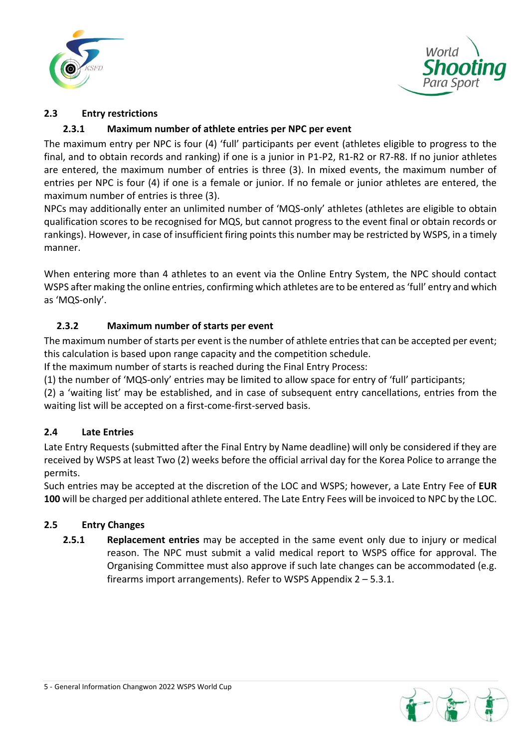## 2.3 Entry restrictions

### 2.3.1 Maximum number of athlete entries per NPC per event

The maximum entry per NPC is four (4) 'full' participants per event (athletes eligible to progress to the final, and to obtain records and ranking) if one is a junior in P1-P2, R1-R2 or R7-R8. If no junior athletes are entered, the maximum number of entries is three (3). In mixed events, the maximum number of entries per NPC is four (4) if one is a female or junior. If no female or junior athletes are entered, the maximum number of entries is three (3).

NPCs may additionally enter an unlimited number of 'MQS-only' athletes (athletes are eligible to obtain qualification scores to be recognised for MQS, but cannot progress to the event final or obtain records or rankings). However, in case of insufficient firing points this number may be restricted by WSPS, in a timely manner.

When entering more than 4 athletes to an event via the Online Entry System, the NPC should contact WSPS after making the online entries, confirming which athletes are to be entered as 'full' entry and which as 'MQS-only'.

### 2.3.2 Maximum number of starts per event

The maximum number of starts per event is the number of athlete entries that can be accepted per event; this calculation is based upon range capacity and the competition schedule.

If the maximum number of starts is reached during the Final Entry Process:

(1) the number of 'MQS-only' entries may be limited to allow space for entry of 'full' participants;

(2) a 'waiting list' may be established, and in case of subsequent entry cancellations, entries from the waiting list will be accepted on a first-come-first-served basis.

## 2.4 Late Entries

Late Entry Requests (submitted after the Final Entry by Name deadline) will only be considered if they are received by WSPS at least Two (2) weeks before the official arrival day for the Korea Police to arrange the permits.

Such entries may be accepted at the discretion of the LOC and WSPS; however, a Late Entry Fee of **EUR 100** will be charged per additional athlete entered. The Late Entry Fees will be invoiced to NPC by the LOC.

## 2.5 Entry Changes

**2.5.1** **Replacement entries** may be accepted in the same event only due to injury or medical reason. The NPC must submit a valid medical report to WSPS office for approval. The Organising Committee must also approve if such late changes can be accommodated (e.g. firearms import arrangements). Refer to WSPS Appendix 2 – 5.3.1.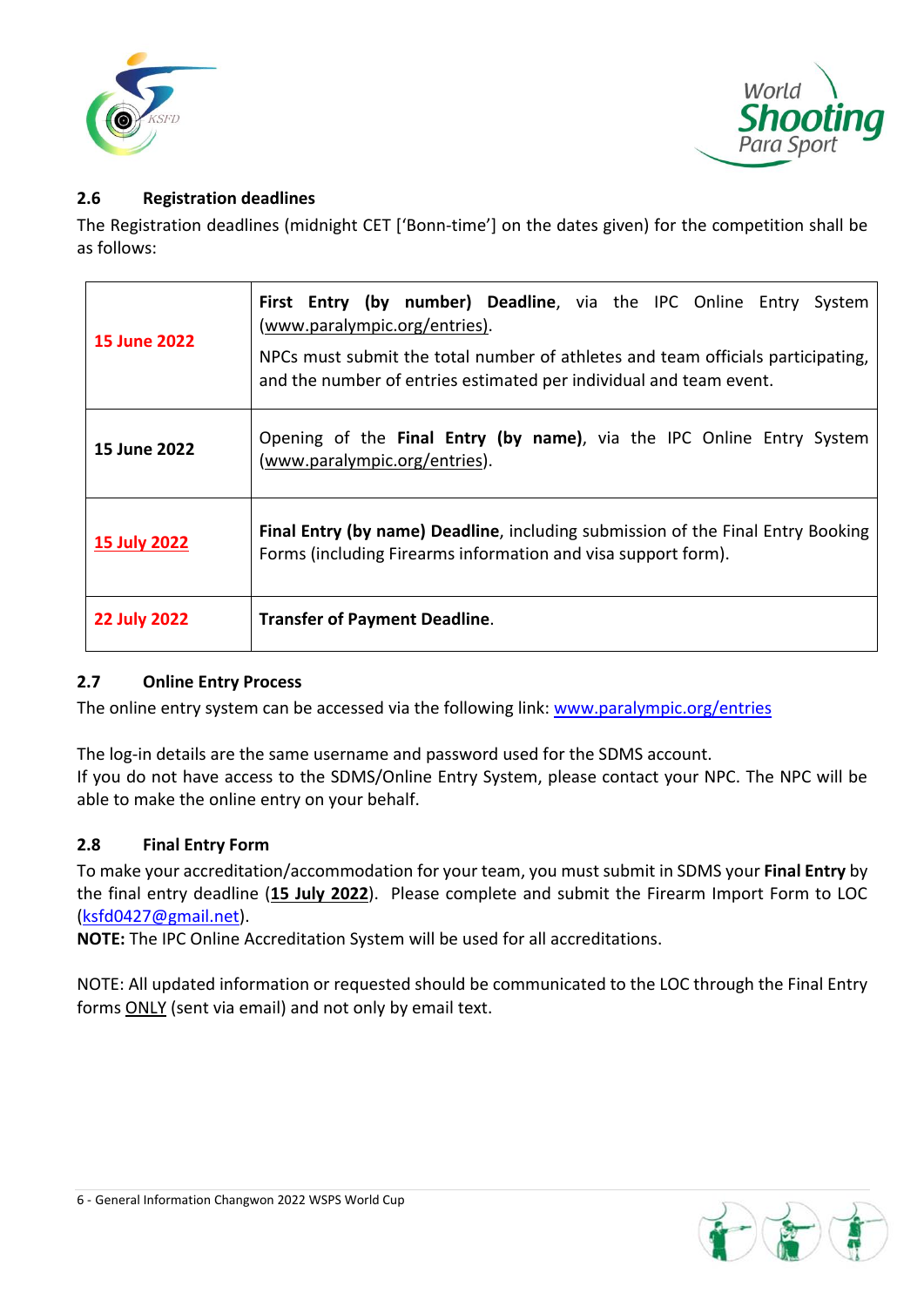## 2.6 Registration deadlines

The Registration deadlines (midnight CET ['Bonn-time'] on the dates given) for the competition shall be as follows:

| | |
|---|---|
| **15 June 2022** | **First Entry (by number) Deadline**, via the IPC Online Entry System (www.paralympic.org/entries). NPCs must submit the total number of athletes and team officials participating, and the number of entries estimated per individual and team event. |
| **15 June 2022** | Opening of the **Final Entry (by name)**, via the IPC Online Entry System (www.paralympic.org/entries). |
| **15 July 2022** | **Final Entry (by name) Deadline**, including submission of the Final Entry Booking Forms (including Firearms information and visa support form). |
| **22 July 2022** | **Transfer of Payment Deadline**. |

## 2.7 Online Entry Process

The online entry system can be accessed via the following link: www.paralympic.org/entries

The log-in details are the same username and password used for the SDMS account.
If you do not have access to the SDMS/Online Entry System, please contact your NPC. The NPC will be able to make the online entry on your behalf.

## 2.8 Final Entry Form

To make your accreditation/accommodation for your team, you must submit in SDMS your **Final Entry** by the final entry deadline (**15 July 2022**). Please complete and submit the Firearm Import Form to LOC (ksfd0427@gmail.net).
**NOTE:** The IPC Online Accreditation System will be used for all accreditations.

NOTE: All updated information or requested should be communicated to the LOC through the Final Entry forms ONLY (sent via email) and not only by email text.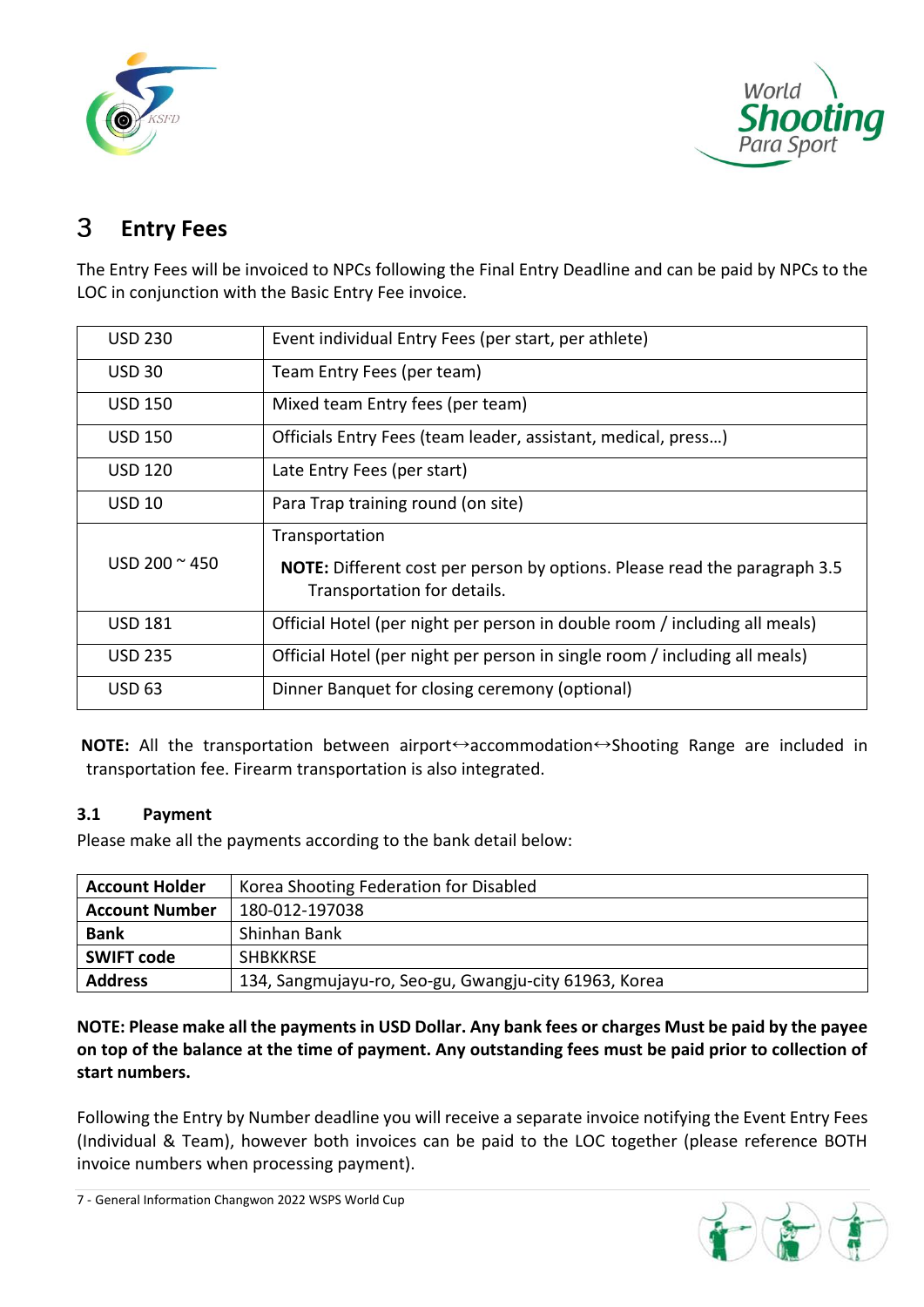# 3 Entry Fees

The Entry Fees will be invoiced to NPCs following the Final Entry Deadline and can be paid by NPCs to the LOC in conjunction with the Basic Entry Fee invoice.

| | |
|---|---|
| USD 230 | Event individual Entry Fees (per start, per athlete) |
| USD 30 | Team Entry Fees (per team) |
| USD 150 | Mixed team Entry fees (per team) |
| USD 150 | Officials Entry Fees (team leader, assistant, medical, press…) |
| USD 120 | Late Entry Fees (per start) |
| USD 10 | Para Trap training round (on site) |
| USD 200 ~ 450 | Transportation<br>**NOTE:** Different cost per person by options. Please read the paragraph 3.5 Transportation for details. |
| USD 181 | Official Hotel (per night per person in double room / including all meals) |
| USD 235 | Official Hotel (per night per person in single room / including all meals) |
| USD 63 | Dinner Banquet for closing ceremony (optional) |

**NOTE:** All the transportation between airport↔accommodation↔Shooting Range are included in transportation fee. Firearm transportation is also integrated.

### 3.1 Payment

Please make all the payments according to the bank detail below:

| | |
|---|---|
| **Account Holder** | Korea Shooting Federation for Disabled |
| **Account Number** | 180-012-197038 |
| **Bank** | Shinhan Bank |
| **SWIFT code** | SHBKKRSE |
| **Address** | 134, Sangmujayu-ro, Seo-gu, Gwangju-city 61963, Korea |

**NOTE: Please make all the payments in USD Dollar. Any bank fees or charges Must be paid by the payee on top of the balance at the time of payment. Any outstanding fees must be paid prior to collection of start numbers.**

Following the Entry by Number deadline you will receive a separate invoice notifying the Event Entry Fees (Individual & Team), however both invoices can be paid to the LOC together (please reference BOTH invoice numbers when processing payment).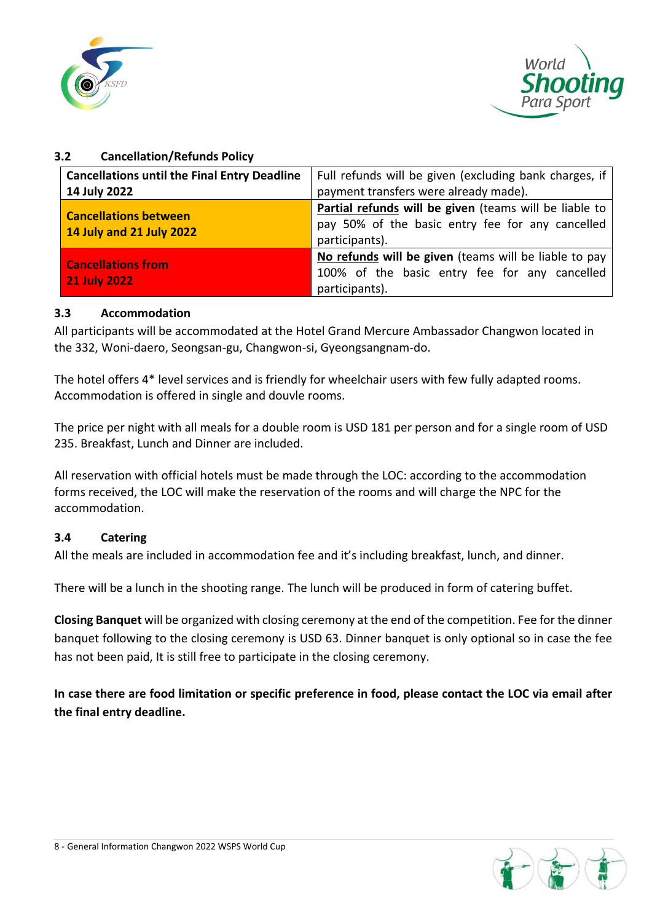### 3.2 Cancellation/Refunds Policy

| **Cancellations until the Final Entry Deadline 14 July 2022** | Full refunds will be given (excluding bank charges, if payment transfers were already made). |
|---|---|
| **Cancellations between 14 July and 21 July 2022** | **Partial refunds will be given** (teams will be liable to pay 50% of the basic entry fee for any cancelled participants). |
| **Cancellations from 21 July 2022** | **No refunds will be given** (teams will be liable to pay 100% of the basic entry fee for any cancelled participants). |

### 3.3 Accommodation

All participants will be accommodated at the Hotel Grand Mercure Ambassador Changwon located in the 332, Woni-daero, Seongsan-gu, Changwon-si, Gyeongsangnam-do.

The hotel offers 4* level services and is friendly for wheelchair users with few fully adapted rooms. Accommodation is offered in single and douvle rooms.

The price per night with all meals for a double room is USD 181 per person and for a single room of USD 235. Breakfast, Lunch and Dinner are included.

All reservation with official hotels must be made through the LOC: according to the accommodation forms received, the LOC will make the reservation of the rooms and will charge the NPC for the accommodation.

### 3.4 Catering

All the meals are included in accommodation fee and it's including breakfast, lunch, and dinner.

There will be a lunch in the shooting range. The lunch will be produced in form of catering buffet.

**Closing Banquet** will be organized with closing ceremony at the end of the competition. Fee for the dinner banquet following to the closing ceremony is USD 63. Dinner banquet is only optional so in case the fee has not been paid, It is still free to participate in the closing ceremony.

**In case there are food limitation or specific preference in food, please contact the LOC via email after the final entry deadline.**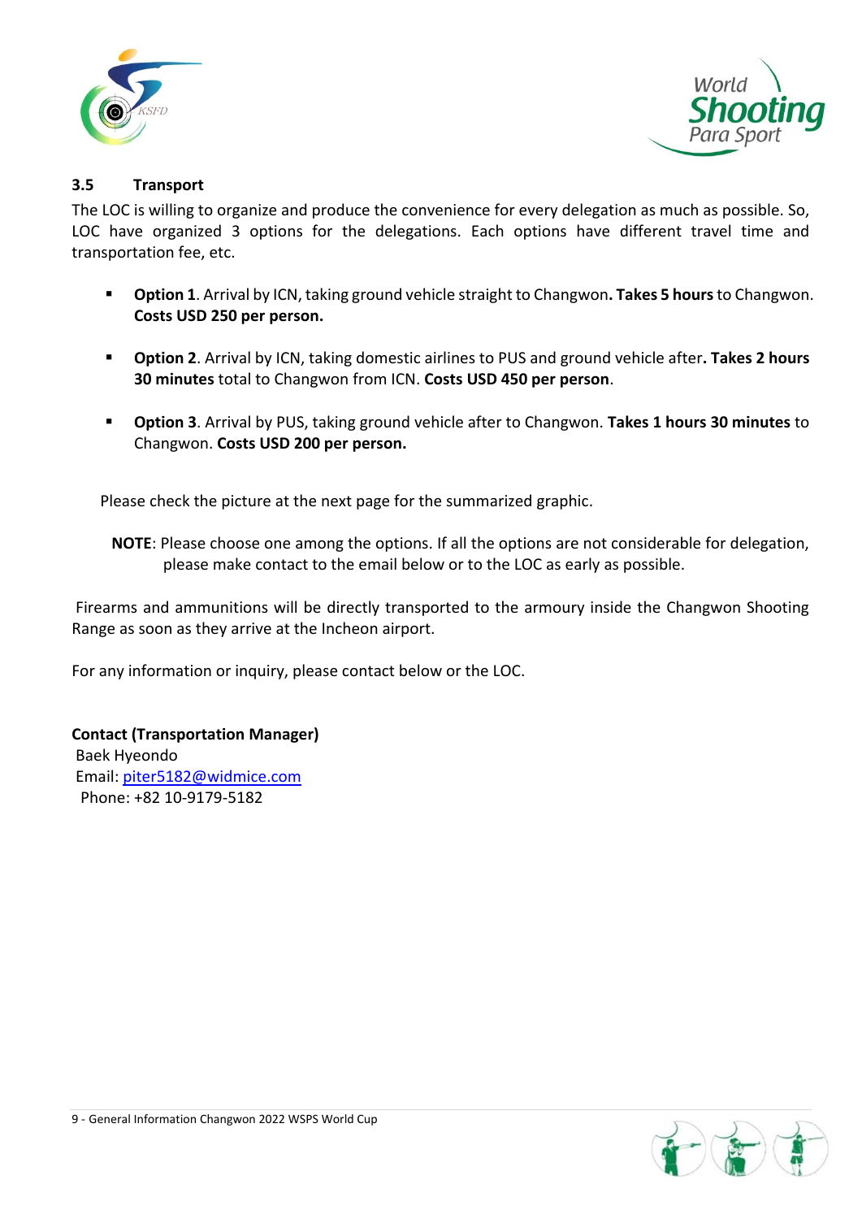### 3.5 Transport

The LOC is willing to organize and produce the convenience for every delegation as much as possible. So, LOC have organized 3 options for the delegations. Each options have different travel time and transportation fee, etc.

- **Option 1**. Arrival by ICN, taking ground vehicle straight to Changwon**. Takes 5 hours** to Changwon. **Costs USD 250 per person.**
- **Option 2**. Arrival by ICN, taking domestic airlines to PUS and ground vehicle after**. Takes 2 hours 30 minutes** total to Changwon from ICN. **Costs USD 450 per person**.
- **Option 3**. Arrival by PUS, taking ground vehicle after to Changwon. **Takes 1 hours 30 minutes** to Changwon. **Costs USD 200 per person.**

Please check the picture at the next page for the summarized graphic.

**NOTE**: Please choose one among the options. If all the options are not considerable for delegation, please make contact to the email below or to the LOC as early as possible.

Firearms and ammunitions will be directly transported to the armoury inside the Changwon Shooting Range as soon as they arrive at the Incheon airport.

For any information or inquiry, please contact below or the LOC.

**Contact (Transportation Manager)**
Baek Hyeondo
Email: piter5182@widmice.com
Phone: +82 10-9179-5182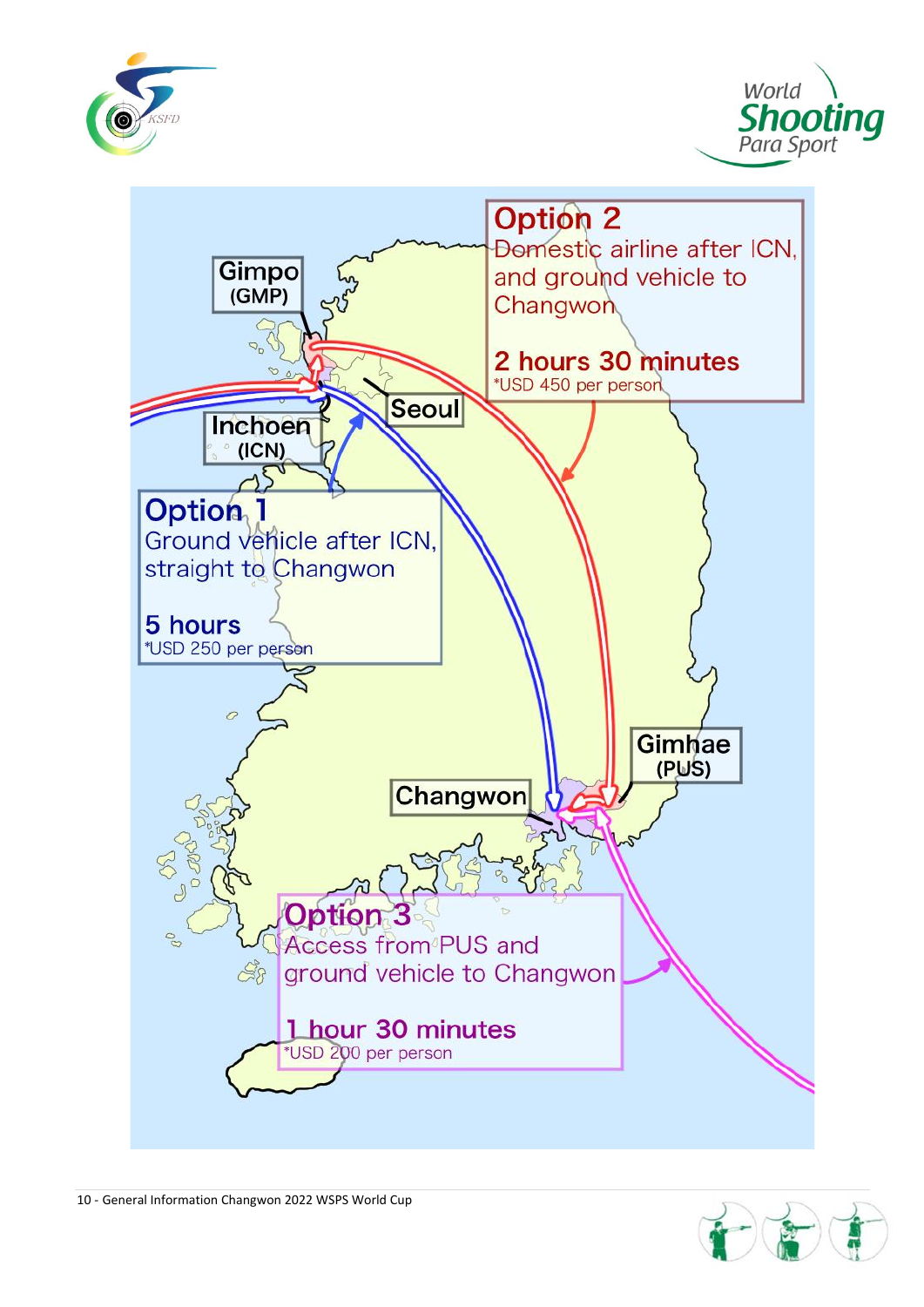Gimpo (GMP)

Seoul

Incheon (ICN)

Gimhae (PUS)

Changwon

**Option 1**
Ground vehicle after ICN, straight to Changwon

**5 hours**
*USD 250 per person

**Option 2**
Domestic airline after ICN, and ground vehicle to Changwon

**2 hours 30 minutes**
*USD 450 per person

**Option 3**
Access from PUS and ground vehicle to Changwon

**1 hour 30 minutes**
*USD 200 per person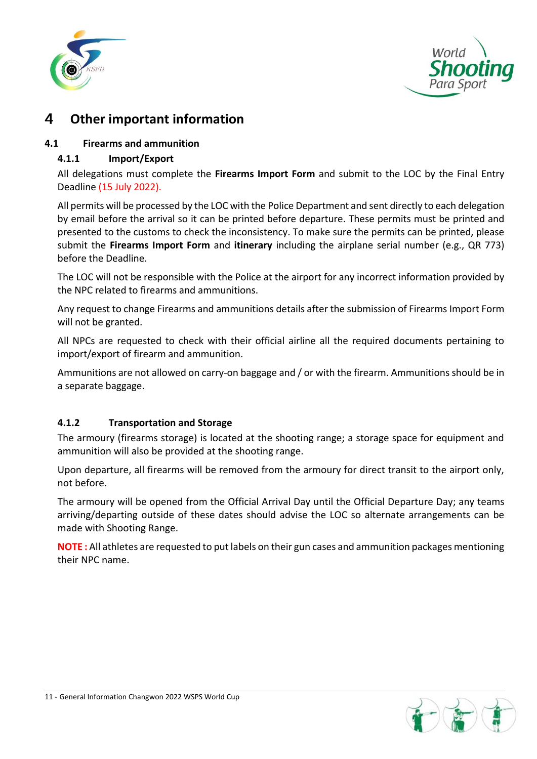# 4 Other important information

## 4.1 Firearms and ammunition

### 4.1.1 Import/Export

All delegations must complete the **Firearms Import Form** and submit to the LOC by the Final Entry Deadline (15 July 2022).

All permits will be processed by the LOC with the Police Department and sent directly to each delegation by email before the arrival so it can be printed before departure. These permits must be printed and presented to the customs to check the inconsistency. To make sure the permits can be printed, please submit the **Firearms Import Form** and **itinerary** including the airplane serial number (e.g., QR 773) before the Deadline.

The LOC will not be responsible with the Police at the airport for any incorrect information provided by the NPC related to firearms and ammunitions.

Any request to change Firearms and ammunitions details after the submission of Firearms Import Form will not be granted.

All NPCs are requested to check with their official airline all the required documents pertaining to import/export of firearm and ammunition.

Ammunitions are not allowed on carry-on baggage and / or with the firearm. Ammunitions should be in a separate baggage.

### 4.1.2 Transportation and Storage

The armoury (firearms storage) is located at the shooting range; a storage space for equipment and ammunition will also be provided at the shooting range.

Upon departure, all firearms will be removed from the armoury for direct transit to the airport only, not before.

The armoury will be opened from the Official Arrival Day until the Official Departure Day; any teams arriving/departing outside of these dates should advise the LOC so alternate arrangements can be made with Shooting Range.

**NOTE :** All athletes are requested to put labels on their gun cases and ammunition packages mentioning their NPC name.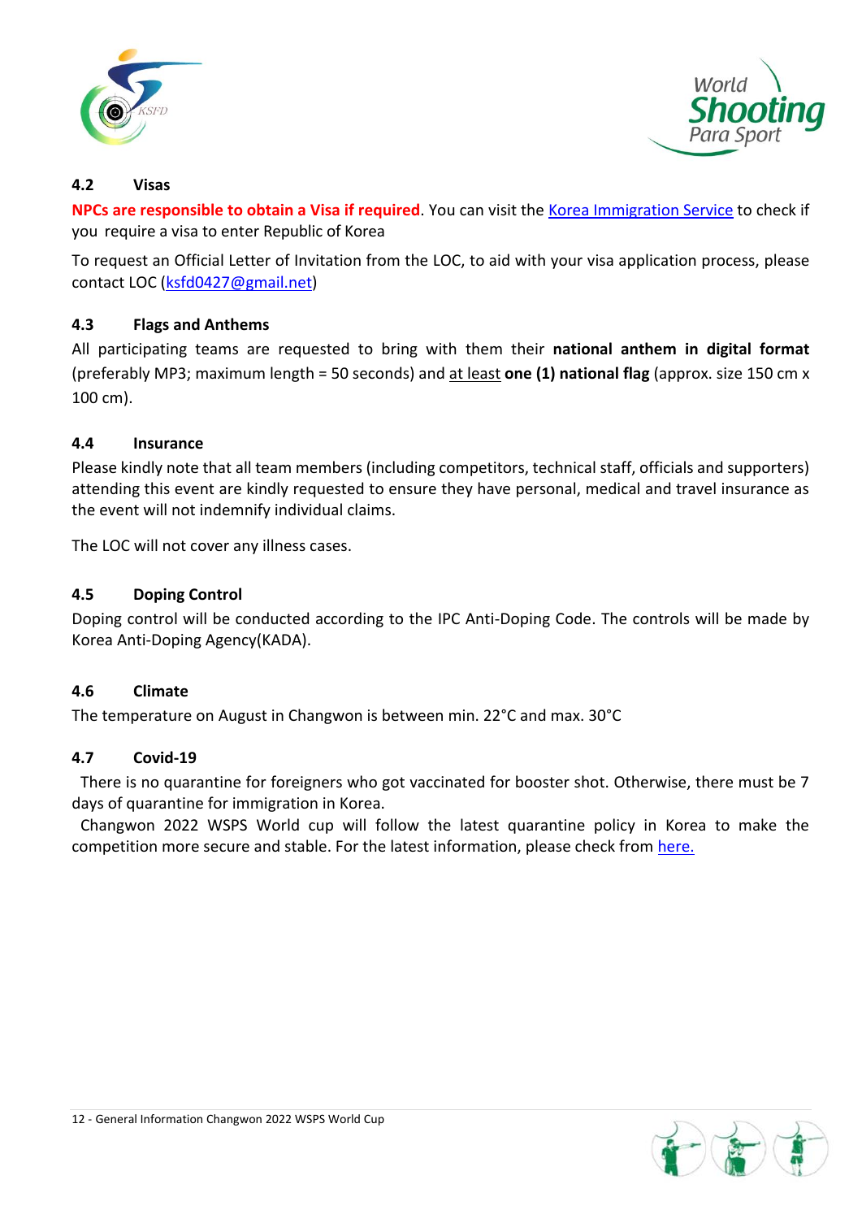### 4.2 Visas

**NPCs are responsible to obtain a Visa if required**. You can visit the Korea Immigration Service to check if you require a visa to enter Republic of Korea

To request an Official Letter of Invitation from the LOC, to aid with your visa application process, please contact LOC (ksfd0427@gmail.net)

### 4.3 Flags and Anthems

All participating teams are requested to bring with them their **national anthem in digital format** (preferably MP3; maximum length = 50 seconds) and at least **one (1) national flag** (approx. size 150 cm x 100 cm).

### 4.4 Insurance

Please kindly note that all team members (including competitors, technical staff, officials and supporters) attending this event are kindly requested to ensure they have personal, medical and travel insurance as the event will not indemnify individual claims.

The LOC will not cover any illness cases.

### 4.5 Doping Control

Doping control will be conducted according to the IPC Anti-Doping Code. The controls will be made by Korea Anti-Doping Agency(KADA).

### 4.6 Climate

The temperature on August in Changwon is between min. 22°C and max. 30°C

### 4.7 Covid-19

There is no quarantine for foreigners who got vaccinated for booster shot. Otherwise, there must be 7 days of quarantine for immigration in Korea.

Changwon 2022 WSPS World cup will follow the latest quarantine policy in Korea to make the competition more secure and stable. For the latest information, please check from here.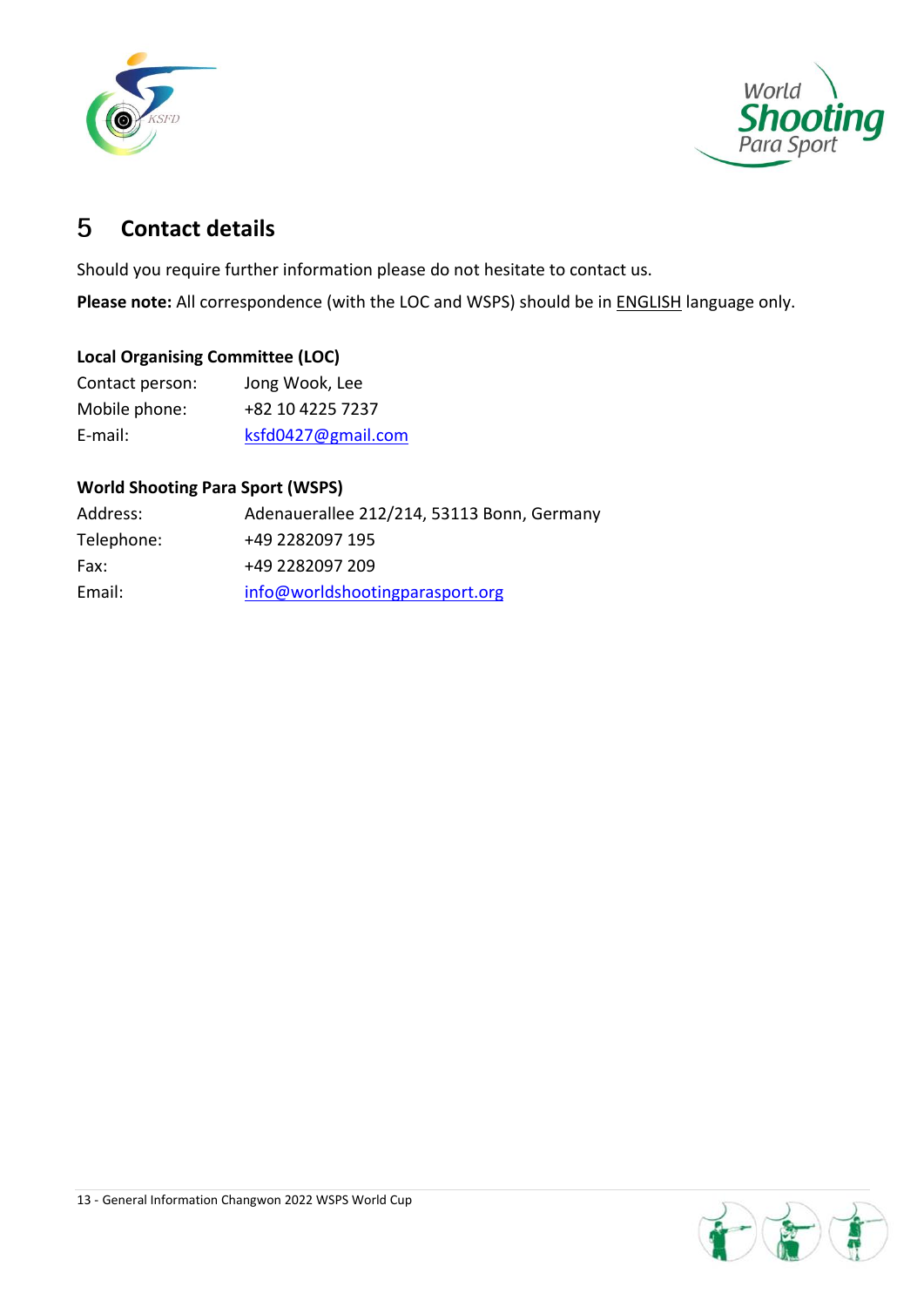# 5 Contact details

Should you require further information please do not hesitate to contact us.

**Please note:** All correspondence (with the LOC and WSPS) should be in ENGLISH language only.

**Local Organising Committee (LOC)**

| | |
|---|---|
| Contact person: | Jong Wook, Lee |
| Mobile phone: | +82 10 4225 7237 |
| E-mail: | ksfd0427@gmail.com |

**World Shooting Para Sport (WSPS)**

| | |
|---|---|
| Address: | Adenauerallee 212/214, 53113 Bonn, Germany |
| Telephone: | +49 2282097 195 |
| Fax: | +49 2282097 209 |
| Email: | info@worldshootingparasport.org |